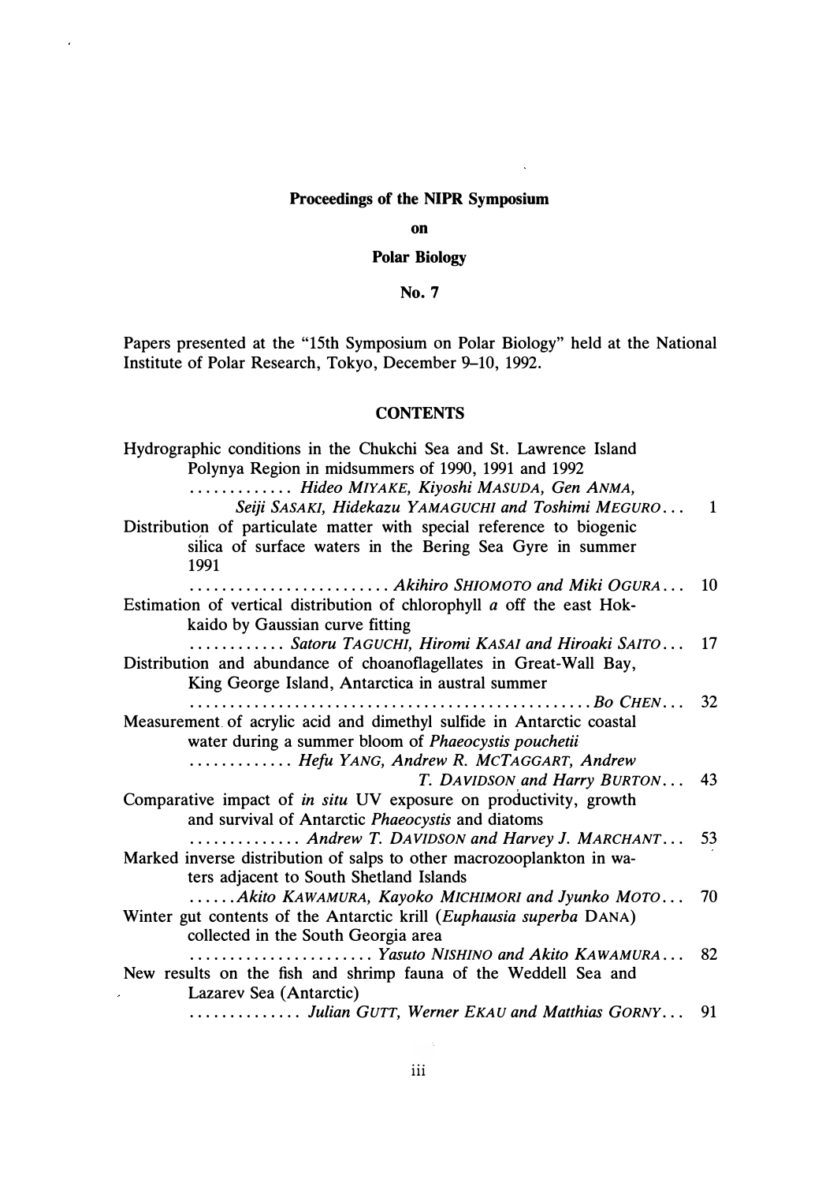**Proceedings of the NIPR Symposium**

**on**

**Polar Biology**

**No. 7**

Papers presented at the "15th Symposium on Polar Biology" held at the National Institute of Polar Research, Tokyo, December 9–10, 1992.

**CONTENTS**

Hydrographic conditions in the Chukchi Sea and St. Lawrence Island Polynya Region in midsummers of 1990, 1991 and 1992
............ *Hideo MIYAKE, Kiyoshi MASUDA, Gen ANMA, Seiji SASAKI, Hidekazu YAMAGUCHI and Toshimi MEGURO*... 1

Distribution of particulate matter with special reference to biogenic silica of surface waters in the Bering Sea Gyre in summer 1991
......................... *Akihiro SHIOMOTO and Miki OGURA*... 10

Estimation of vertical distribution of chlorophyll *a* off the east Hokkaido by Gaussian curve fitting
........... *Satoru TAGUCHI, Hiromi KASAI and Hiroaki SAITO*... 17

Distribution and abundance of choanoflagellates in Great-Wall Bay, King George Island, Antarctica in austral summer
................................................. *Bo CHEN*... 32

Measurement of acrylic acid and dimethyl sulfide in Antarctic coastal water during a summer bloom of *Phaeocystis pouchetii*
............ *Hefu YANG, Andrew R. MCTAGGART, Andrew T. DAVIDSON and Harry BURTON*... 43

Comparative impact of *in situ* UV exposure on productivity, growth and survival of Antarctic *Phaeocystis* and diatoms
............. *Andrew T. DAVIDSON and Harvey J. MARCHANT*... 53

Marked inverse distribution of salps to other macrozooplankton in waters adjacent to South Shetland Islands
...... *Akito KAWAMURA, Kayoko MICHIMORI and Jyunko MOTO*... 70

Winter gut contents of the Antarctic krill (*Euphausia superba* DANA) collected in the South Georgia area
...................... *Yasuto NISHINO and Akito KAWAMURA*... 82

New results on the fish and shrimp fauna of the Weddell Sea and Lazarev Sea (Antarctic)
............. *Julian GUTT, Werner EKAU and Matthias GORNY*... 91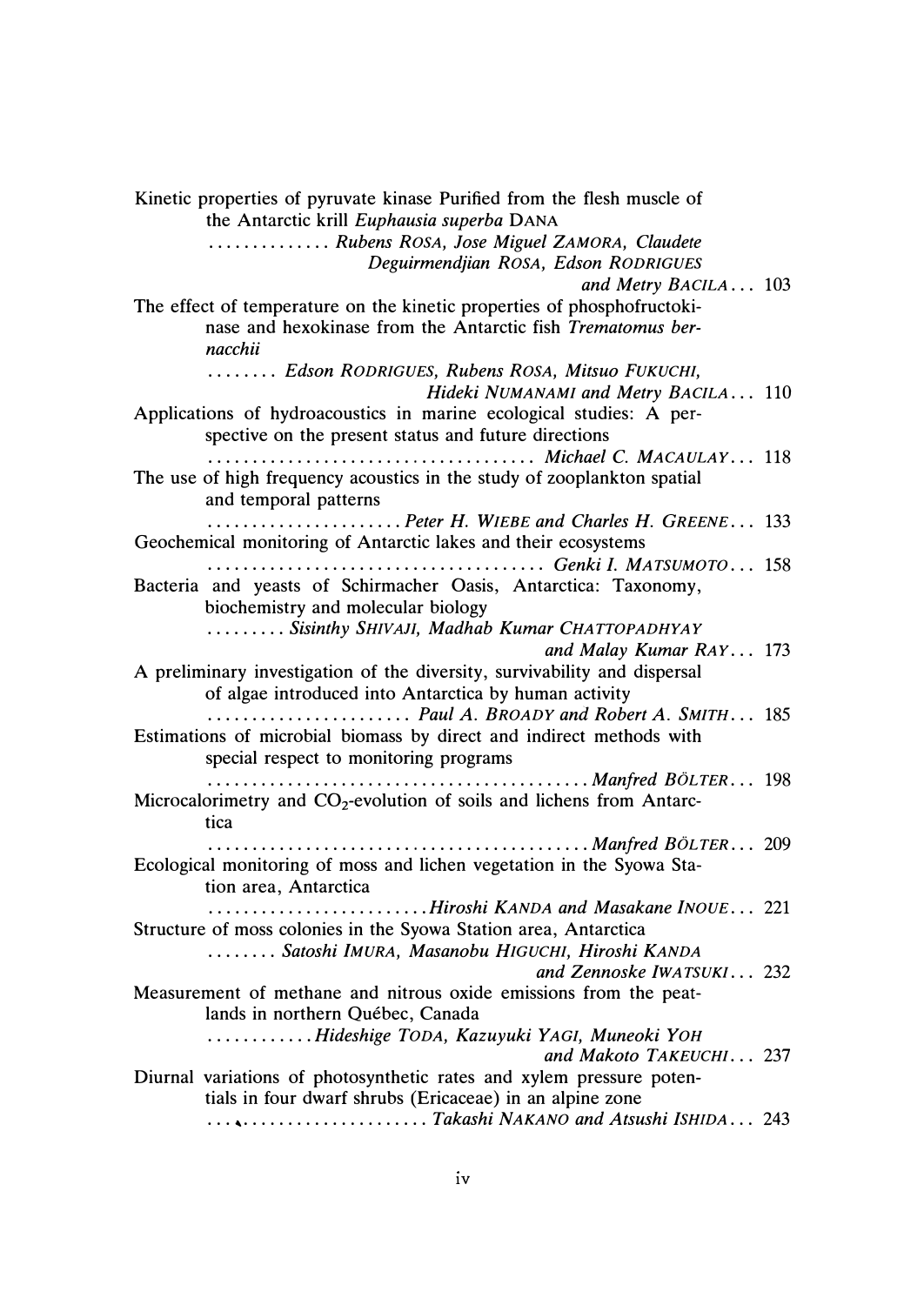Kinetic properties of pyruvate kinase Purified from the flesh muscle of the Antarctic krill *Euphausia superba* DANA
............. *Rubens* ROSA, *Jose Miguel* ZAMORA, *Claudete Deguirmendjian* ROSA, *Edson* RODRIGUES *and Metry* BACILA... 103

The effect of temperature on the kinetic properties of phosphofructokinase and hexokinase from the Antarctic fish *Trematomus bernacchii*
........ *Edson* RODRIGUES, *Rubens* ROSA, *Mitsuo* FUKUCHI, *Hideki* NUMANAMI *and Metry* BACILA... 110

Applications of hydroacoustics in marine ecological studies: A perspective on the present status and future directions
.................................... *Michael C.* MACAULAY... 118

The use of high frequency acoustics in the study of zooplankton spatial and temporal patterns
...................... *Peter H.* WIEBE *and Charles H.* GREENE... 133

Geochemical monitoring of Antarctic lakes and their ecosystems
...................................... *Genki I.* MATSUMOTO... 158

Bacteria and yeasts of Schirmacher Oasis, Antarctica: Taxonomy, biochemistry and molecular biology
......... *Sisinthy* SHIVAJI, *Madhab Kumar* CHATTOPADHYAY *and Malay Kumar* RAY... 173

A preliminary investigation of the diversity, survivability and dispersal of algae introduced into Antarctica by human activity
....................... *Paul A.* BROADY *and Robert A.* SMITH... 185

Estimations of microbial biomass by direct and indirect methods with special respect to monitoring programs
.......................................... *Manfred* BÖLTER... 198

Microcalorimetry and $CO_2$-evolution of soils and lichens from Antarctica
.......................................... *Manfred* BÖLTER... 209

Ecological monitoring of moss and lichen vegetation in the Syowa Station area, Antarctica
......................... *Hiroshi* KANDA *and Masakane* INOUE... 221

Structure of moss colonies in the Syowa Station area, Antarctica
........ *Satoshi* IMURA, *Masanobu* HIGUCHI, *Hiroshi* KANDA *and Zennoske* IWATSUKI... 232

Measurement of methane and nitrous oxide emissions from the peatlands in northern Québec, Canada
........... *Hideshige* TODA, *Kazuyuki* YAGI, *Muneoki* YOH *and Makoto* TAKEUCHI... 237

Diurnal variations of photosynthetic rates and xylem pressure potentials in four dwarf shrubs (Ericaceae) in an alpine zone
.......................... *Takashi* NAKANO *and Atsushi* ISHIDA... 243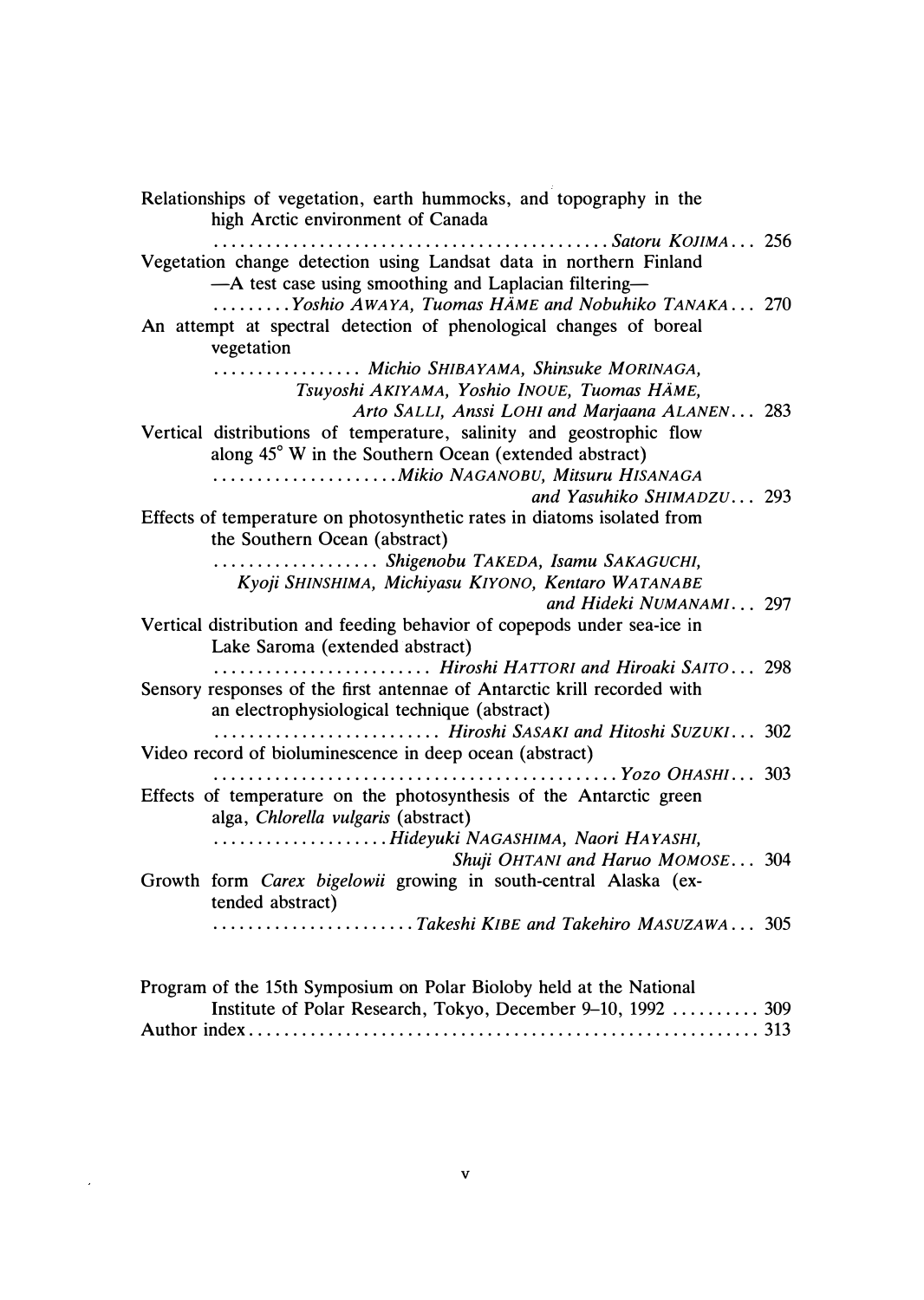Relationships of vegetation, earth hummocks, and topography in the high Arctic environment of Canada
............................................ Satoru KOJIMA ... 256

Vegetation change detection using Landsat data in northern Finland —A test case using smoothing and Laplacian filtering—
......... Yoshio AWAYA, Tuomas HÄME and Nobuhiko TANAKA ... 270

An attempt at spectral detection of phenological changes of boreal vegetation
................. Michio SHIBAYAMA, Shinsuke MORINAGA, Tsuyoshi AKIYAMA, Yoshio INOUE, Tuomas HÄME, Arto SALLI, Anssi LOHI and Marjaana ALANEN ... 283

Vertical distributions of temperature, salinity and geostrophic flow along 45° W in the Southern Ocean (extended abstract)
..................... Mikio NAGANOBU, Mitsuru HISANAGA and Yasuhiko SHIMADZU ... 293

Effects of temperature on photosynthetic rates in diatoms isolated from the Southern Ocean (abstract)
................... Shigenobu TAKEDA, Isamu SAKAGUCHI, Kyoji SHINSHIMA, Michiyasu KIYONO, Kentaro WATANABE and Hideki NUMANAMI ... 297

Vertical distribution and feeding behavior of copepods under sea-ice in Lake Saroma (extended abstract)
......................... Hiroshi HATTORI and Hiroaki SAITO ... 298

Sensory responses of the first antennae of Antarctic krill recorded with an electrophysiological technique (abstract)
.......................... Hiroshi SASAKI and Hitoshi SUZUKI ... 302

Video record of bioluminescence in deep ocean (abstract)
.............................................. Yozo OHASHI ... 303

Effects of temperature on the photosynthesis of the Antarctic green alga, *Chlorella vulgaris* (abstract)
.................... Hideyuki NAGASHIMA, Naori HAYASHI, Shuji OHTANI and Haruo MOMOSE ... 304

Growth form *Carex bigelowii* growing in south-central Alaska (extended abstract)
....................... Takeshi KIBE and Takehiro MASUZAWA ... 305

Program of the 15th Symposium on Polar Bioloby held at the National Institute of Polar Research, Tokyo, December 9–10, 1992 .......... 309

Author index .......................................................... 313